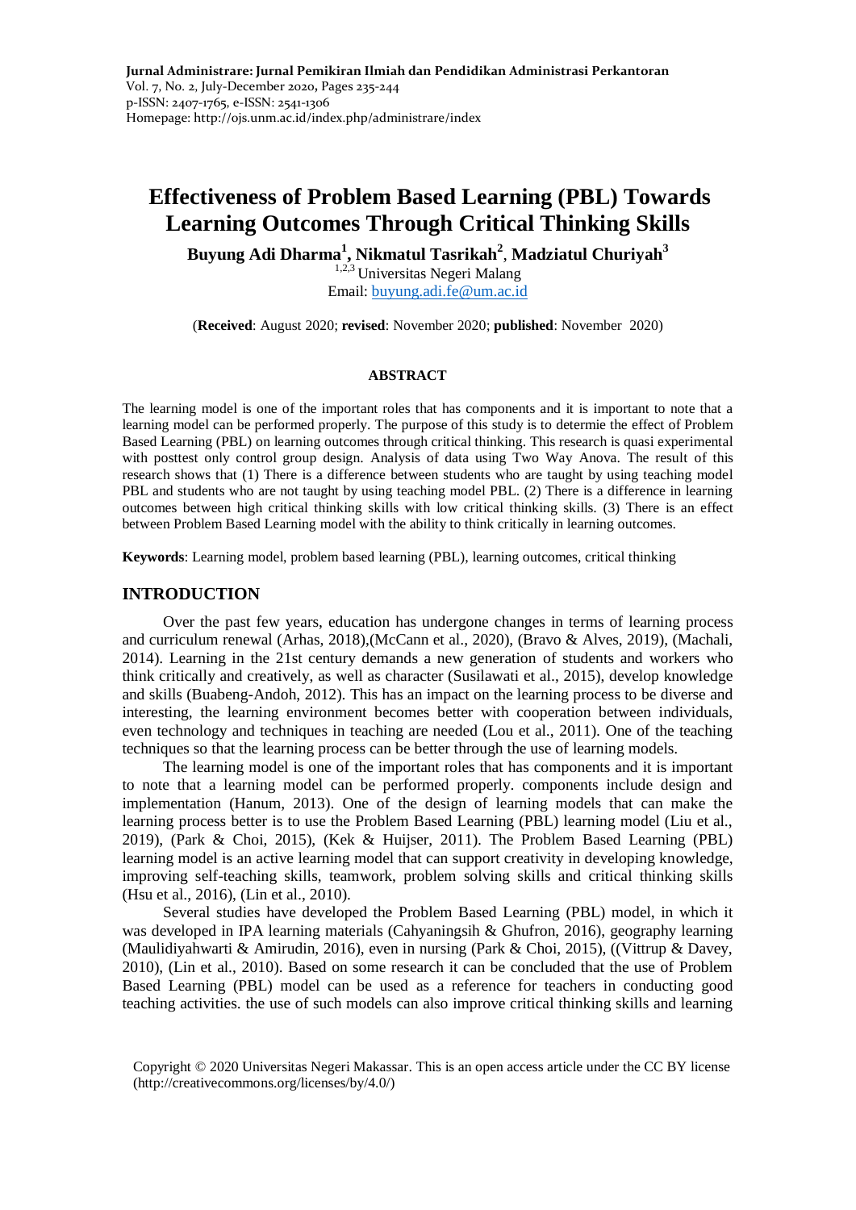**Jurnal Administrare: Jurnal Pemikiran Ilmiah dan Pendidikan Administrasi Perkantoran**
Vol. 7, No. 2, July-December 2020, Pages 235-244
p-ISSN: 2407-1765, e-ISSN: 2541-1306
Homepage: http://ojs.unm.ac.id/index.php/administrare/index

# Effectiveness of Problem Based Learning (PBL) Towards Learning Outcomes Through Critical Thinking Skills

**Buyung Adi Dharma[1], Nikmatul Tasrikah[2], Madziatul Churiyah[3]**
[1,2,3] Universitas Negeri Malang
Email: buyung.adi.fe@um.ac.id

(**Received**: August 2020; **revised**: November 2020; **published**: November 2020)

#### ABSTRACT

The learning model is one of the important roles that has components and it is important to note that a learning model can be performed properly. The purpose of this study is to determie the effect of Problem Based Learning (PBL) on learning outcomes through critical thinking. This research is quasi experimental with posttest only control group design. Analysis of data using Two Way Anova. The result of this research shows that (1) There is a difference between students who are taught by using teaching model PBL and students who are not taught by using teaching model PBL. (2) There is a difference in learning outcomes between high critical thinking skills with low critical thinking skills. (3) There is an effect between Problem Based Learning model with the ability to think critically in learning outcomes.

**Keywords**: Learning model, problem based learning (PBL), learning outcomes, critical thinking

## INTRODUCTION

Over the past few years, education has undergone changes in terms of learning process and curriculum renewal (Arhas, 2018),(McCann et al., 2020), (Bravo & Alves, 2019), (Machali, 2014). Learning in the 21st century demands a new generation of students and workers who think critically and creatively, as well as character (Susilawati et al., 2015), develop knowledge and skills (Buabeng-Andoh, 2012). This has an impact on the learning process to be diverse and interesting, the learning environment becomes better with cooperation between individuals, even technology and techniques in teaching are needed (Lou et al., 2011). One of the teaching techniques so that the learning process can be better through the use of learning models.

The learning model is one of the important roles that has components and it is important to note that a learning model can be performed properly. components include design and implementation (Hanum, 2013). One of the design of learning models that can make the learning process better is to use the Problem Based Learning (PBL) learning model (Liu et al., 2019), (Park & Choi, 2015), (Kek & Huijser, 2011). The Problem Based Learning (PBL) learning model is an active learning model that can support creativity in developing knowledge, improving self-teaching skills, teamwork, problem solving skills and critical thinking skills (Hsu et al., 2016), (Lin et al., 2010).

Several studies have developed the Problem Based Learning (PBL) model, in which it was developed in IPA learning materials (Cahyaningsih & Ghufron, 2016), geography learning (Maulidiyahwarti & Amirudin, 2016), even in nursing (Park & Choi, 2015), ((Vittrup & Davey, 2010), (Lin et al., 2010). Based on some research it can be concluded that the use of Problem Based Learning (PBL) model can be used as a reference for teachers in conducting good teaching activities. the use of such models can also improve critical thinking skills and learning

Copyright © 2020 Universitas Negeri Makassar. This is an open access article under the CC BY license (http://creativecommons.org/licenses/by/4.0/)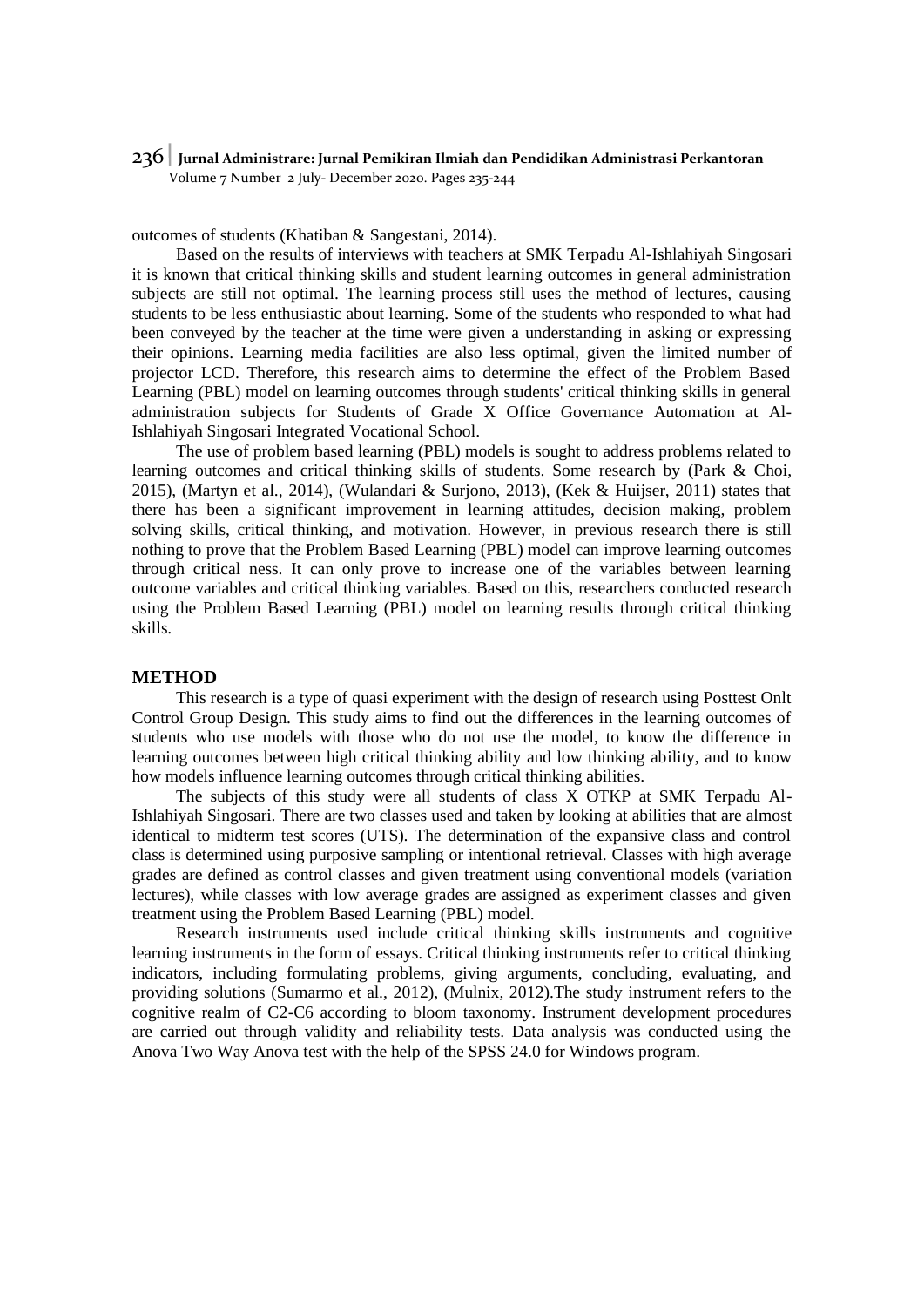outcomes of students (Khatiban & Sangestani, 2014).

Based on the results of interviews with teachers at SMK Terpadu Al-Ishlahiyah Singosari it is known that critical thinking skills and student learning outcomes in general administration subjects are still not optimal. The learning process still uses the method of lectures, causing students to be less enthusiastic about learning. Some of the students who responded to what had been conveyed by the teacher at the time were given a understanding in asking or expressing their opinions. Learning media facilities are also less optimal, given the limited number of projector LCD. Therefore, this research aims to determine the effect of the Problem Based Learning (PBL) model on learning outcomes through students' critical thinking skills in general administration subjects for Students of Grade X Office Governance Automation at Al-Ishlahiyah Singosari Integrated Vocational School.

The use of problem based learning (PBL) models is sought to address problems related to learning outcomes and critical thinking skills of students. Some research by (Park & Choi, 2015), (Martyn et al., 2014), (Wulandari & Surjono, 2013), (Kek & Huijser, 2011) states that there has been a significant improvement in learning attitudes, decision making, problem solving skills, critical thinking, and motivation. However, in previous research there is still nothing to prove that the Problem Based Learning (PBL) model can improve learning outcomes through critical ness. It can only prove to increase one of the variables between learning outcome variables and critical thinking variables. Based on this, researchers conducted research using the Problem Based Learning (PBL) model on learning results through critical thinking skills.

## METHOD

This research is a type of quasi experiment with the design of research using Posttest Onlt Control Group Design. This study aims to find out the differences in the learning outcomes of students who use models with those who do not use the model, to know the difference in learning outcomes between high critical thinking ability and low thinking ability, and to know how models influence learning outcomes through critical thinking abilities.

The subjects of this study were all students of class X OTKP at SMK Terpadu Al-Ishlahiyah Singosari. There are two classes used and taken by looking at abilities that are almost identical to midterm test scores (UTS). The determination of the expansive class and control class is determined using purposive sampling or intentional retrieval. Classes with high average grades are defined as control classes and given treatment using conventional models (variation lectures), while classes with low average grades are assigned as experiment classes and given treatment using the Problem Based Learning (PBL) model.

Research instruments used include critical thinking skills instruments and cognitive learning instruments in the form of essays. Critical thinking instruments refer to critical thinking indicators, including formulating problems, giving arguments, concluding, evaluating, and providing solutions (Sumarmo et al., 2012), (Mulnix, 2012).The study instrument refers to the cognitive realm of C2-C6 according to bloom taxonomy. Instrument development procedures are carried out through validity and reliability tests. Data analysis was conducted using the Anova Two Way Anova test with the help of the SPSS 24.0 for Windows program.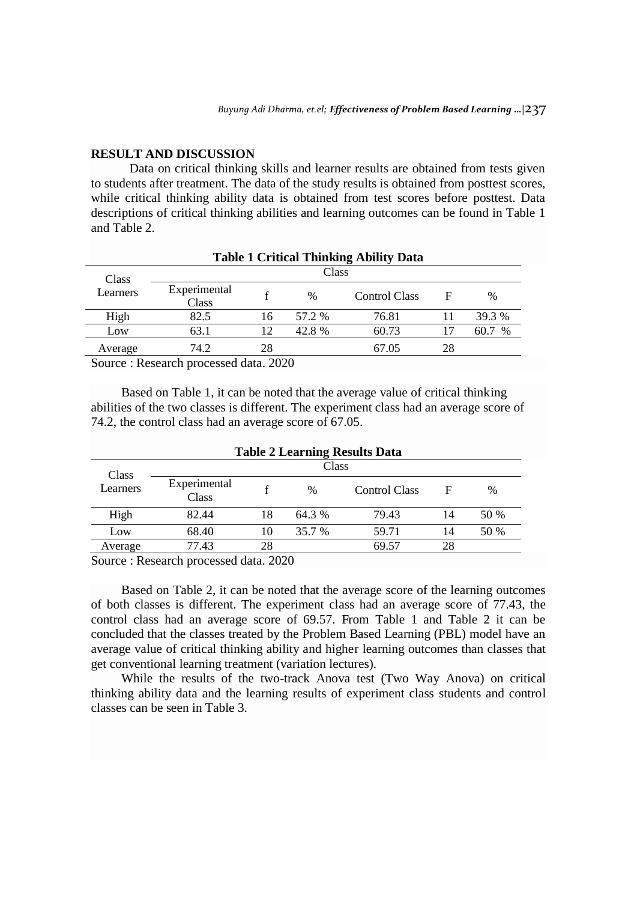## RESULT AND DISCUSSION

Data on critical thinking skills and learner results are obtained from tests given to students after treatment. The data of the study results is obtained from posttest scores, while critical thinking ability data is obtained from test scores before posttest. Data descriptions of critical thinking abilities and learning outcomes can be found in Table 1 and Table 2.

**Table 1 Critical Thinking Ability Data**

| Class Learners | Class | | | | | |
|---|---|---|---|---|---|---|
| | Experimental Class | f | % | Control Class | F | % |
| High | 82.5 | 16 | 57.2 % | 76.81 | 11 | 39.3 % |
| Low | 63.1 | 12 | 42.8 % | 60.73 | 17 | 60.7 % |
| Average | 74.2 | 28 | | 67.05 | 28 | |

Source : Research processed data. 2020

Based on Table 1, it can be noted that the average value of critical thinking abilities of the two classes is different. The experiment class had an average score of 74.2, the control class had an average score of 67.05.

**Table 2 Learning Results Data**

| Class Learners | Class | | | | | |
|---|---|---|---|---|---|---|
| | Experimental Class | f | % | Control Class | F | % |
| High | 82.44 | 18 | 64.3 % | 79.43 | 14 | 50 % |
| Low | 68.40 | 10 | 35.7 % | 59.71 | 14 | 50 % |
| Average | 77.43 | 28 | | 69.57 | 28 | |

Source : Research processed data. 2020

Based on Table 2, it can be noted that the average score of the learning outcomes of both classes is different. The experiment class had an average score of 77.43, the control class had an average score of 69.57. From Table 1 and Table 2 it can be concluded that the classes treated by the Problem Based Learning (PBL) model have an average value of critical thinking ability and higher learning outcomes than classes that get conventional learning treatment (variation lectures).

While the results of the two-track Anova test (Two Way Anova) on critical thinking ability data and the learning results of experiment class students and control classes can be seen in Table 3.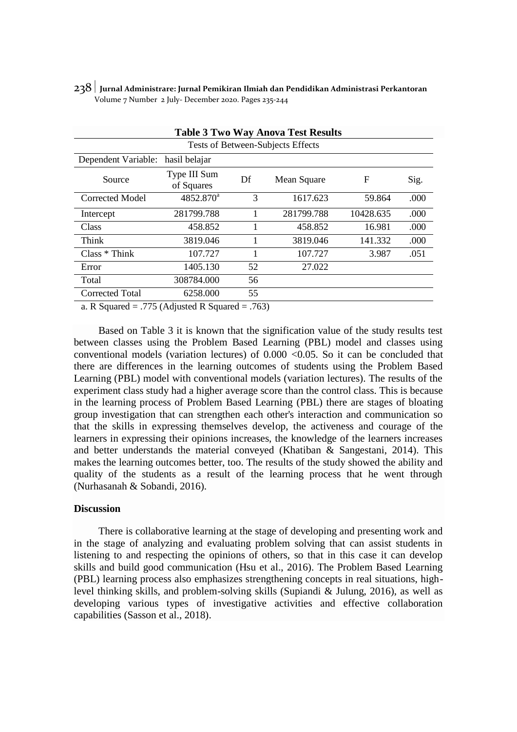**Table 3 Two Way Anova Test Results**

Tests of Between-Subjects Effects

Dependent Variable: hasil belajar

| Source | Type III Sum of Squares | Df | Mean Square | F | Sig. |
|---|---|---|---|---|---|
| Corrected Model | 4852.870[a] | 3 | 1617.623 | 59.864 | .000 |
| Intercept | 281799.788 | 1 | 281799.788 | 10428.635 | .000 |
| Class | 458.852 | 1 | 458.852 | 16.981 | .000 |
| Think | 3819.046 | 1 | 3819.046 | 141.332 | .000 |
| Class * Think | 107.727 | 1 | 107.727 | 3.987 | .051 |
| Error | 1405.130 | 52 | 27.022 | | |
| Total | 308784.000 | 56 | | | |
| Corrected Total | 6258.000 | 55 | | | |

a. R Squared = .775 (Adjusted R Squared = .763)

Based on Table 3 it is known that the signification value of the study results test between classes using the Problem Based Learning (PBL) model and classes using conventional models (variation lectures) of 0.000 <0.05. So it can be concluded that there are differences in the learning outcomes of students using the Problem Based Learning (PBL) model with conventional models (variation lectures). The results of the experiment class study had a higher average score than the control class. This is because in the learning process of Problem Based Learning (PBL) there are stages of bloating group investigation that can strengthen each other's interaction and communication so that the skills in expressing themselves develop, the activeness and courage of the learners in expressing their opinions increases, the knowledge of the learners increases and better understands the material conveyed (Khatiban & Sangestani, 2014). This makes the learning outcomes better, too. The results of the study showed the ability and quality of the students as a result of the learning process that he went through (Nurhasanah & Sobandi, 2016).

## Discussion

There is collaborative learning at the stage of developing and presenting work and in the stage of analyzing and evaluating problem solving that can assist students in listening to and respecting the opinions of others, so that in this case it can develop skills and build good communication (Hsu et al., 2016). The Problem Based Learning (PBL) learning process also emphasizes strengthening concepts in real situations, high-level thinking skills, and problem-solving skills (Supiandi & Julung, 2016), as well as developing various types of investigative activities and effective collaboration capabilities (Sasson et al., 2018).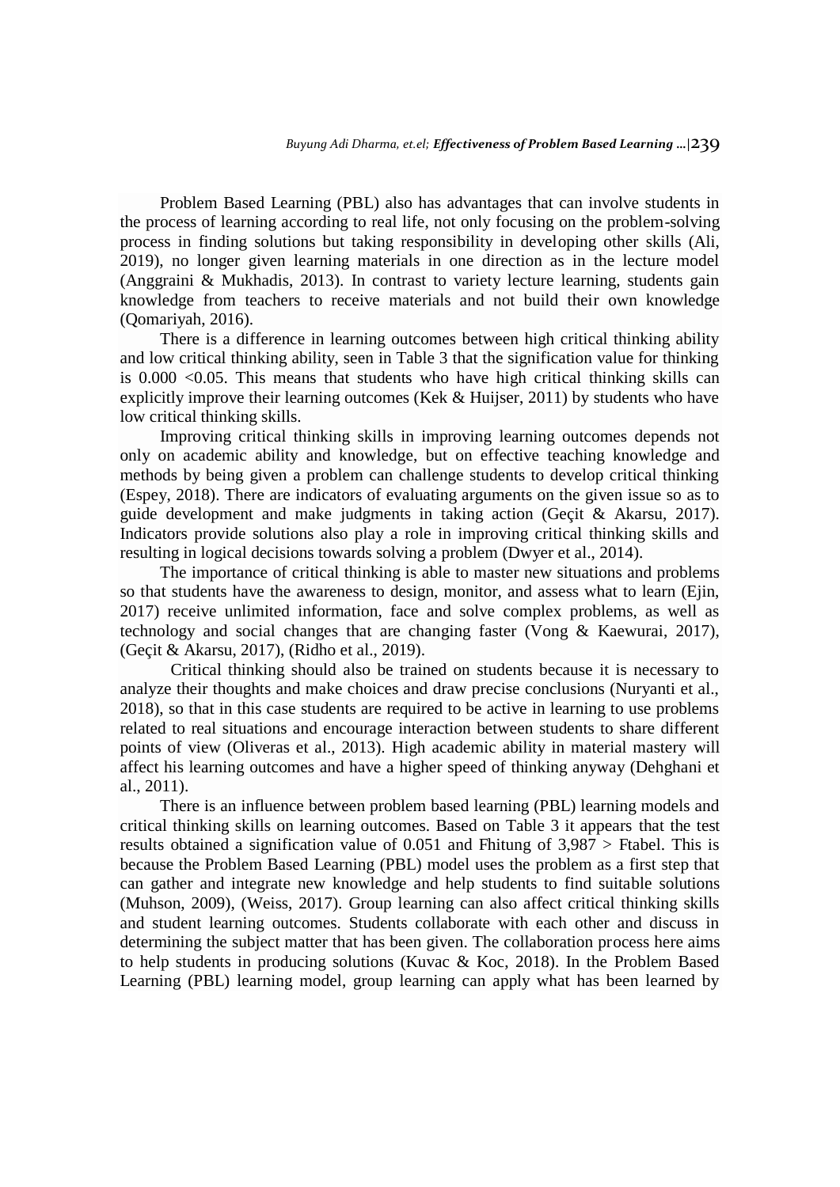Problem Based Learning (PBL) also has advantages that can involve students in the process of learning according to real life, not only focusing on the problem-solving process in finding solutions but taking responsibility in developing other skills (Ali, 2019), no longer given learning materials in one direction as in the lecture model (Anggraini & Mukhadis, 2013). In contrast to variety lecture learning, students gain knowledge from teachers to receive materials and not build their own knowledge (Qomariyah, 2016).

There is a difference in learning outcomes between high critical thinking ability and low critical thinking ability, seen in Table 3 that the signification value for thinking is 0.000 <0.05. This means that students who have high critical thinking skills can explicitly improve their learning outcomes (Kek & Huijser, 2011) by students who have low critical thinking skills.

Improving critical thinking skills in improving learning outcomes depends not only on academic ability and knowledge, but on effective teaching knowledge and methods by being given a problem can challenge students to develop critical thinking (Espey, 2018). There are indicators of evaluating arguments on the given issue so as to guide development and make judgments in taking action (Geçit & Akarsu, 2017). Indicators provide solutions also play a role in improving critical thinking skills and resulting in logical decisions towards solving a problem (Dwyer et al., 2014).

The importance of critical thinking is able to master new situations and problems so that students have the awareness to design, monitor, and assess what to learn (Ejin, 2017) receive unlimited information, face and solve complex problems, as well as technology and social changes that are changing faster (Vong & Kaewurai, 2017), (Geçit & Akarsu, 2017), (Ridho et al., 2019).

Critical thinking should also be trained on students because it is necessary to analyze their thoughts and make choices and draw precise conclusions (Nuryanti et al., 2018), so that in this case students are required to be active in learning to use problems related to real situations and encourage interaction between students to share different points of view (Oliveras et al., 2013). High academic ability in material mastery will affect his learning outcomes and have a higher speed of thinking anyway (Dehghani et al., 2011).

There is an influence between problem based learning (PBL) learning models and critical thinking skills on learning outcomes. Based on Table 3 it appears that the test results obtained a signification value of 0.051 and Fhitung of 3,987 > Ftabel. This is because the Problem Based Learning (PBL) model uses the problem as a first step that can gather and integrate new knowledge and help students to find suitable solutions (Muhson, 2009), (Weiss, 2017). Group learning can also affect critical thinking skills and student learning outcomes. Students collaborate with each other and discuss in determining the subject matter that has been given. The collaboration process here aims to help students in producing solutions (Kuvac & Koc, 2018). In the Problem Based Learning (PBL) learning model, group learning can apply what has been learned by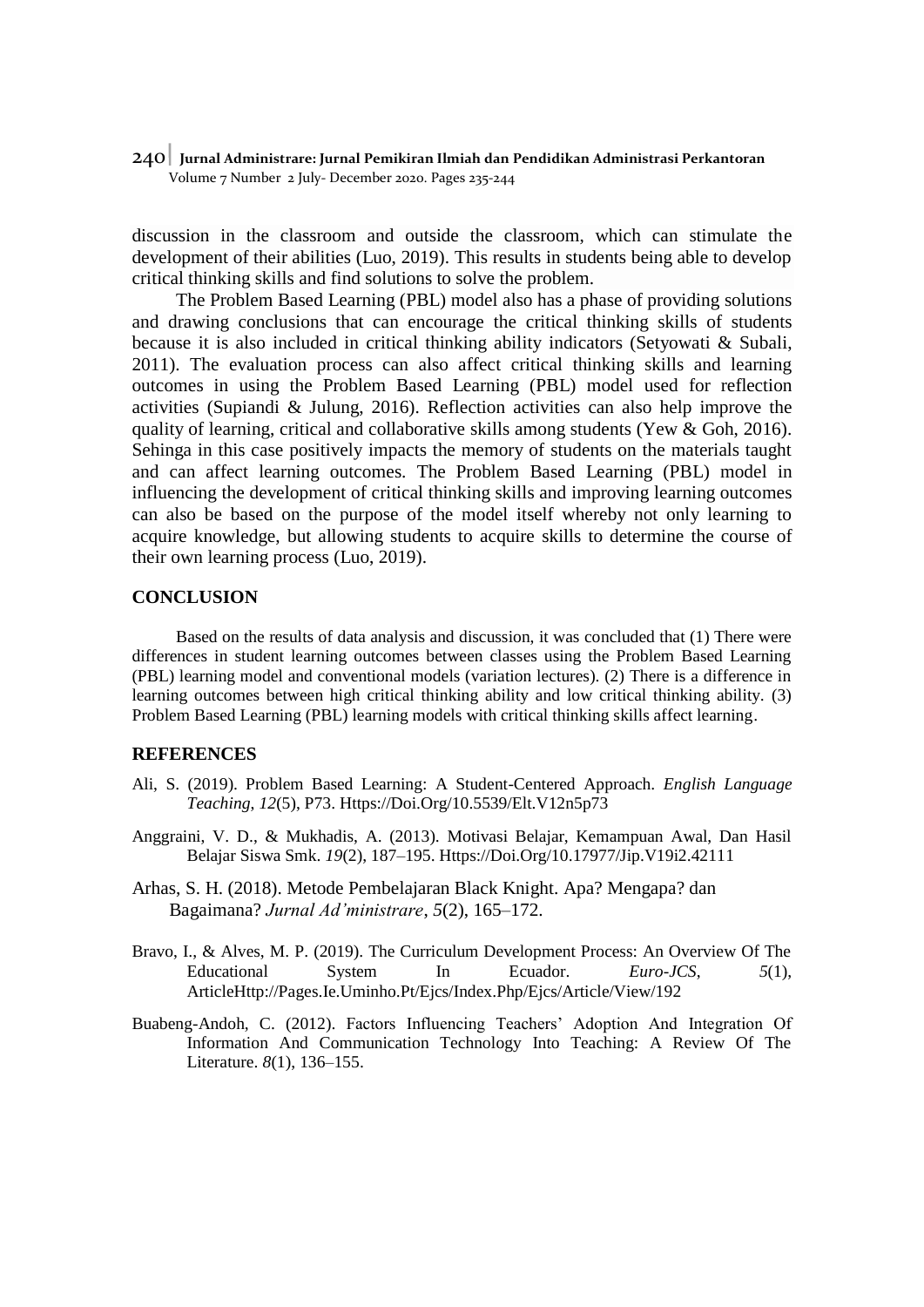discussion in the classroom and outside the classroom, which can stimulate the development of their abilities (Luo, 2019). This results in students being able to develop critical thinking skills and find solutions to solve the problem.

The Problem Based Learning (PBL) model also has a phase of providing solutions and drawing conclusions that can encourage the critical thinking skills of students because it is also included in critical thinking ability indicators (Setyowati & Subali, 2011). The evaluation process can also affect critical thinking skills and learning outcomes in using the Problem Based Learning (PBL) model used for reflection activities (Supiandi & Julung, 2016). Reflection activities can also help improve the quality of learning, critical and collaborative skills among students (Yew & Goh, 2016). Sehinga in this case positively impacts the memory of students on the materials taught and can affect learning outcomes. The Problem Based Learning (PBL) model in influencing the development of critical thinking skills and improving learning outcomes can also be based on the purpose of the model itself whereby not only learning to acquire knowledge, but allowing students to acquire skills to determine the course of their own learning process (Luo, 2019).

## CONCLUSION

Based on the results of data analysis and discussion, it was concluded that (1) There were differences in student learning outcomes between classes using the Problem Based Learning (PBL) learning model and conventional models (variation lectures). (2) There is a difference in learning outcomes between high critical thinking ability and low critical thinking ability. (3) Problem Based Learning (PBL) learning models with critical thinking skills affect learning.

## REFERENCES

Ali, S. (2019). Problem Based Learning: A Student-Centered Approach. *English Language Teaching*, *12*(5), P73. Https://Doi.Org/10.5539/Elt.V12n5p73

Anggraini, V. D., & Mukhadis, A. (2013). Motivasi Belajar, Kemampuan Awal, Dan Hasil Belajar Siswa Smk. *19*(2), 187–195. Https://Doi.Org/10.17977/Jip.V19i2.42111

Arhas, S. H. (2018). Metode Pembelajaran Black Knight. Apa? Mengapa? dan Bagaimana? *Jurnal Ad'ministrare*, *5*(2), 165–172.

Bravo, I., & Alves, M. P. (2019). The Curriculum Development Process: An Overview Of The Educational System In Ecuador. *Euro-JCS*, *5*(1), ArticleHttp://Pages.Ie.Uminho.Pt/Ejcs/Index.Php/Ejcs/Article/View/192

Buabeng-Andoh, C. (2012). Factors Influencing Teachers' Adoption And Integration Of Information And Communication Technology Into Teaching: A Review Of The Literature. *8*(1), 136–155.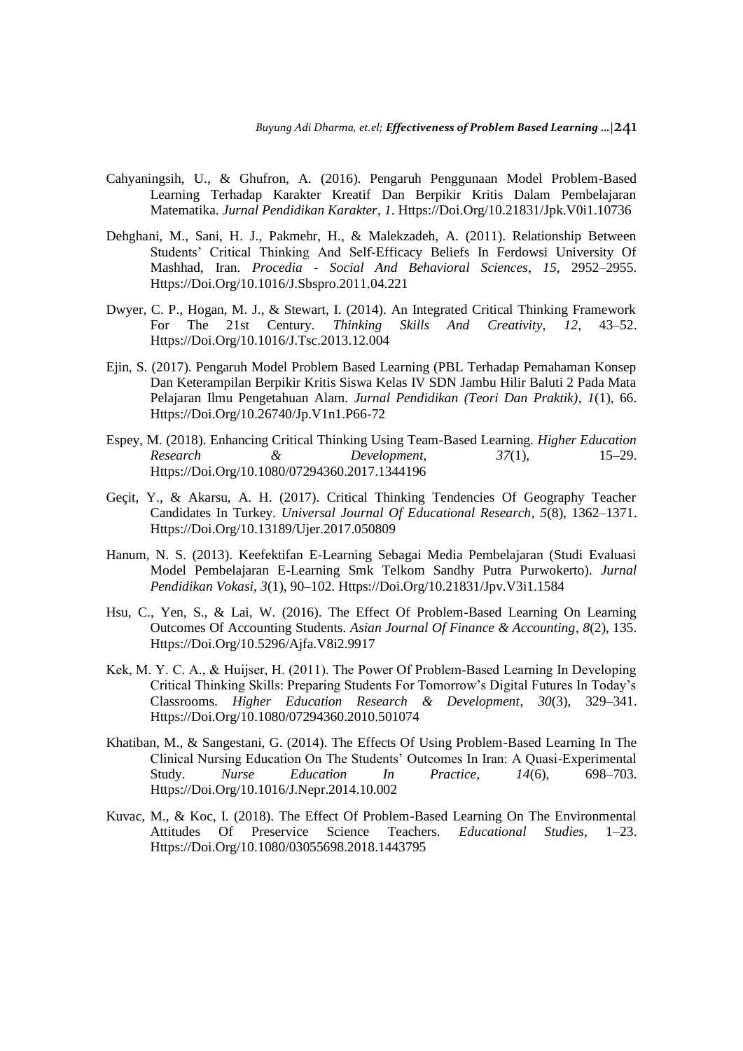Cahyaningsih, U., & Ghufron, A. (2016). Pengaruh Penggunaan Model Problem-Based Learning Terhadap Karakter Kreatif Dan Berpikir Kritis Dalam Pembelajaran Matematika. *Jurnal Pendidikan Karakter*, *1*. Https://Doi.Org/10.21831/Jpk.V0i1.10736

Dehghani, M., Sani, H. J., Pakmehr, H., & Malekzadeh, A. (2011). Relationship Between Students' Critical Thinking And Self-Efficacy Beliefs In Ferdowsi University Of Mashhad, Iran. *Procedia - Social And Behavioral Sciences*, *15*, 2952–2955. Https://Doi.Org/10.1016/J.Sbspro.2011.04.221

Dwyer, C. P., Hogan, M. J., & Stewart, I. (2014). An Integrated Critical Thinking Framework For The 21st Century. *Thinking Skills And Creativity*, *12*, 43–52. Https://Doi.Org/10.1016/J.Tsc.2013.12.004

Ejin, S. (2017). Pengaruh Model Problem Based Learning (PBL Terhadap Pemahaman Konsep Dan Keterampilan Berpikir Kritis Siswa Kelas IV SDN Jambu Hilir Baluti 2 Pada Mata Pelajaran Ilmu Pengetahuan Alam. *Jurnal Pendidikan (Teori Dan Praktik)*, *1*(1), 66. Https://Doi.Org/10.26740/Jp.V1n1.P66-72

Espey, M. (2018). Enhancing Critical Thinking Using Team-Based Learning. *Higher Education Research & Development*, *37*(1), 15–29. Https://Doi.Org/10.1080/07294360.2017.1344196

Geçit, Y., & Akarsu, A. H. (2017). Critical Thinking Tendencies Of Geography Teacher Candidates In Turkey. *Universal Journal Of Educational Research*, *5*(8), 1362–1371. Https://Doi.Org/10.13189/Ujer.2017.050809

Hanum, N. S. (2013). Keefektifan E-Learning Sebagai Media Pembelajaran (Studi Evaluasi Model Pembelajaran E-Learning Smk Telkom Sandhy Putra Purwokerto). *Jurnal Pendidikan Vokasi*, *3*(1), 90–102. Https://Doi.Org/10.21831/Jpv.V3i1.1584

Hsu, C., Yen, S., & Lai, W. (2016). The Effect Of Problem-Based Learning On Learning Outcomes Of Accounting Students. *Asian Journal Of Finance & Accounting*, *8*(2), 135. Https://Doi.Org/10.5296/Ajfa.V8i2.9917

Kek, M. Y. C. A., & Huijser, H. (2011). The Power Of Problem-Based Learning In Developing Critical Thinking Skills: Preparing Students For Tomorrow's Digital Futures In Today's Classrooms. *Higher Education Research & Development*, *30*(3), 329–341. Https://Doi.Org/10.1080/07294360.2010.501074

Khatiban, M., & Sangestani, G. (2014). The Effects Of Using Problem-Based Learning In The Clinical Nursing Education On The Students' Outcomes In Iran: A Quasi-Experimental Study. *Nurse Education In Practice*, *14*(6), 698–703. Https://Doi.Org/10.1016/J.Nepr.2014.10.002

Kuvac, M., & Koc, I. (2018). The Effect Of Problem-Based Learning On The Environmental Attitudes Of Preservice Science Teachers. *Educational Studies*, 1–23. Https://Doi.Org/10.1080/03055698.2018.1443795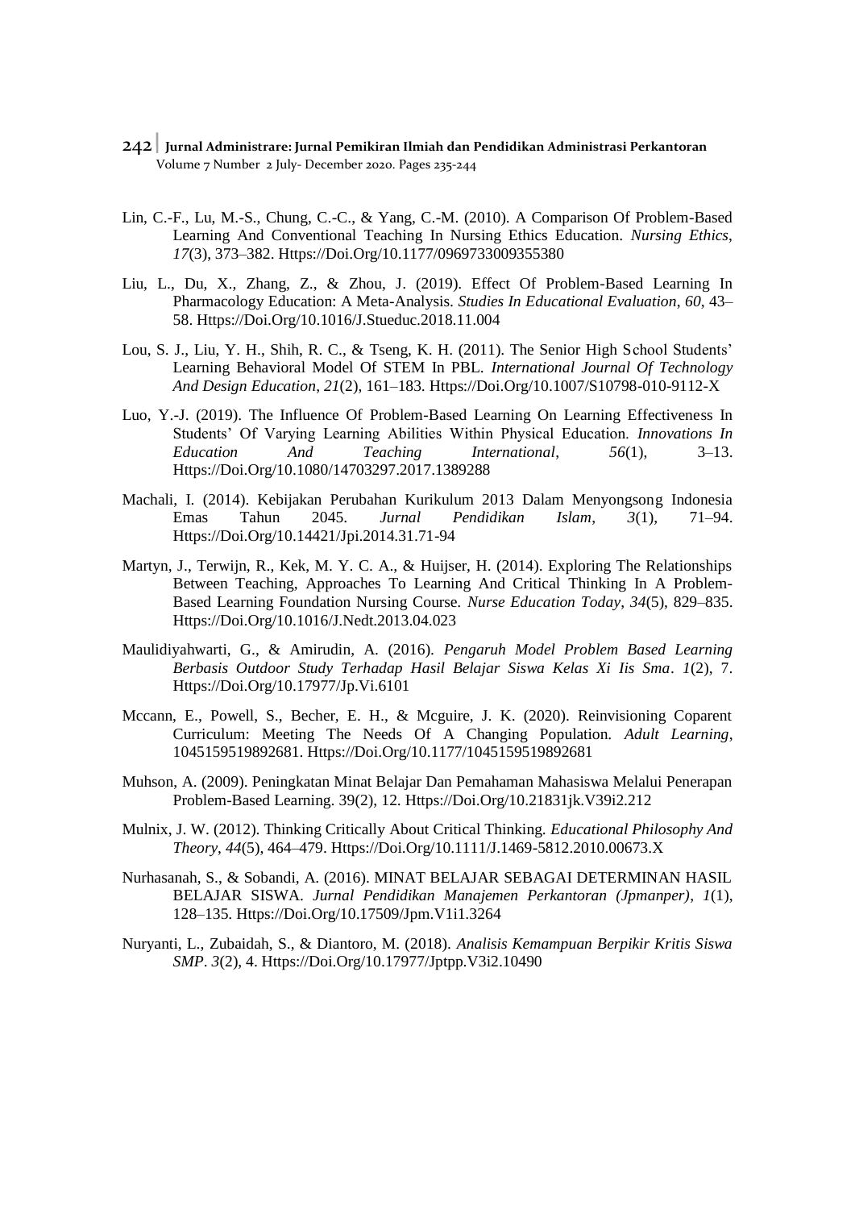Lin, C.-F., Lu, M.-S., Chung, C.-C., & Yang, C.-M. (2010). A Comparison Of Problem-Based Learning And Conventional Teaching In Nursing Ethics Education. *Nursing Ethics*, *17*(3), 373–382. Https://Doi.Org/10.1177/0969733009355380

Liu, L., Du, X., Zhang, Z., & Zhou, J. (2019). Effect Of Problem-Based Learning In Pharmacology Education: A Meta-Analysis. *Studies In Educational Evaluation*, *60*, 43–58. Https://Doi.Org/10.1016/J.Stueduc.2018.11.004

Lou, S. J., Liu, Y. H., Shih, R. C., & Tseng, K. H. (2011). The Senior High School Students' Learning Behavioral Model Of STEM In PBL. *International Journal Of Technology And Design Education*, *21*(2), 161–183. Https://Doi.Org/10.1007/S10798-010-9112-X

Luo, Y.-J. (2019). The Influence Of Problem-Based Learning On Learning Effectiveness In Students' Of Varying Learning Abilities Within Physical Education. *Innovations In Education And Teaching International*, *56*(1), 3–13. Https://Doi.Org/10.1080/14703297.2017.1389288

Machali, I. (2014). Kebijakan Perubahan Kurikulum 2013 Dalam Menyongsong Indonesia Emas Tahun 2045. *Jurnal Pendidikan Islam*, *3*(1), 71–94. Https://Doi.Org/10.14421/Jpi.2014.31.71-94

Martyn, J., Terwijn, R., Kek, M. Y. C. A., & Huijser, H. (2014). Exploring The Relationships Between Teaching, Approaches To Learning And Critical Thinking In A Problem-Based Learning Foundation Nursing Course. *Nurse Education Today*, *34*(5), 829–835. Https://Doi.Org/10.1016/J.Nedt.2013.04.023

Maulidiyahwarti, G., & Amirudin, A. (2016). *Pengaruh Model Problem Based Learning Berbasis Outdoor Study Terhadap Hasil Belajar Siswa Kelas Xi Iis Sma*. *1*(2), 7. Https://Doi.Org/10.17977/Jp.Vi.6101

Mccann, E., Powell, S., Becher, E. H., & Mcguire, J. K. (2020). Reinvisioning Coparent Curriculum: Meeting The Needs Of A Changing Population. *Adult Learning*, 1045159519892681. Https://Doi.Org/10.1177/1045159519892681

Muhson, A. (2009). Peningkatan Minat Belajar Dan Pemahaman Mahasiswa Melalui Penerapan Problem-Based Learning. 39(2), 12. Https://Doi.Org/10.21831jk.V39i2.212

Mulnix, J. W. (2012). Thinking Critically About Critical Thinking. *Educational Philosophy And Theory*, *44*(5), 464–479. Https://Doi.Org/10.1111/J.1469-5812.2010.00673.X

Nurhasanah, S., & Sobandi, A. (2016). MINAT BELAJAR SEBAGAI DETERMINAN HASIL BELAJAR SISWA. *Jurnal Pendidikan Manajemen Perkantoran (Jpmanper)*, *1*(1), 128–135. Https://Doi.Org/10.17509/Jpm.V1i1.3264

Nuryanti, L., Zubaidah, S., & Diantoro, M. (2018). *Analisis Kemampuan Berpikir Kritis Siswa SMP*. *3*(2), 4. Https://Doi.Org/10.17977/Jptpp.V3i2.10490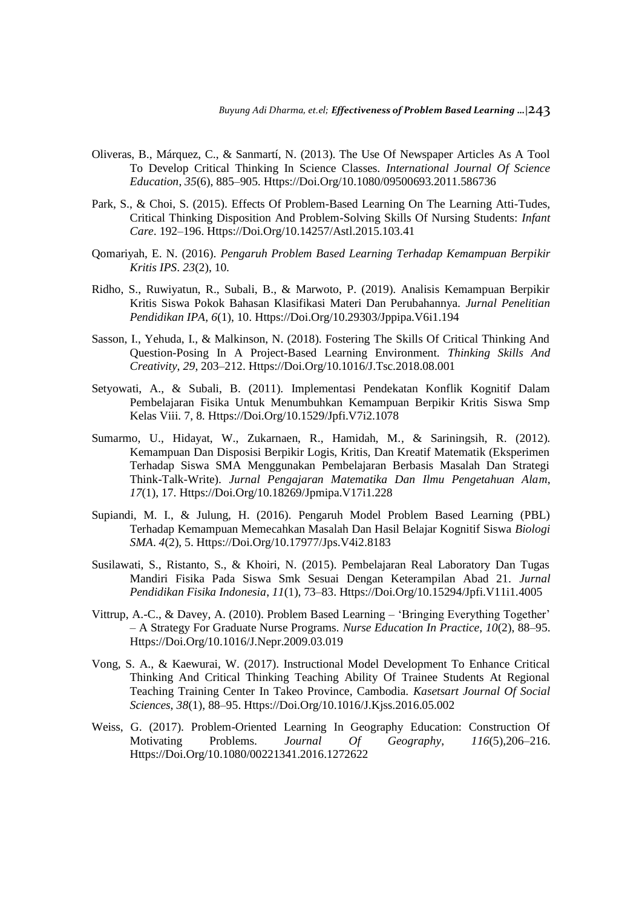Oliveras, B., Márquez, C., & Sanmartí, N. (2013). The Use Of Newspaper Articles As A Tool To Develop Critical Thinking In Science Classes. *International Journal Of Science Education*, *35*(6), 885–905. Https://Doi.Org/10.1080/09500693.2011.586736

Park, S., & Choi, S. (2015). Effects Of Problem-Based Learning On The Learning Atti-Tudes, Critical Thinking Disposition And Problem-Solving Skills Of Nursing Students: *Infant Care*. 192–196. Https://Doi.Org/10.14257/Astl.2015.103.41

Qomariyah, E. N. (2016). *Pengaruh Problem Based Learning Terhadap Kemampuan Berpikir Kritis IPS*. *23*(2), 10.

Ridho, S., Ruwiyatun, R., Subali, B., & Marwoto, P. (2019). Analisis Kemampuan Berpikir Kritis Siswa Pokok Bahasan Klasifikasi Materi Dan Perubahannya. *Jurnal Penelitian Pendidikan IPA*, *6*(1), 10. Https://Doi.Org/10.29303/Jppipa.V6i1.194

Sasson, I., Yehuda, I., & Malkinson, N. (2018). Fostering The Skills Of Critical Thinking And Question-Posing In A Project-Based Learning Environment. *Thinking Skills And Creativity*, *29*, 203–212. Https://Doi.Org/10.1016/J.Tsc.2018.08.001

Setyowati, A., & Subali, B. (2011). Implementasi Pendekatan Konflik Kognitif Dalam Pembelajaran Fisika Untuk Menumbuhkan Kemampuan Berpikir Kritis Siswa Smp Kelas Viii. 7, 8. Https://Doi.Org/10.1529/Jpfi.V7i2.1078

Sumarmo, U., Hidayat, W., Zukarnaen, R., Hamidah, M., & Sariningsih, R. (2012). Kemampuan Dan Disposisi Berpikir Logis, Kritis, Dan Kreatif Matematik (Eksperimen Terhadap Siswa SMA Menggunakan Pembelajaran Berbasis Masalah Dan Strategi Think-Talk-Write). *Jurnal Pengajaran Matematika Dan Ilmu Pengetahuan Alam*, *17*(1), 17. Https://Doi.Org/10.18269/Jpmipa.V17i1.228

Supiandi, M. I., & Julung, H. (2016). Pengaruh Model Problem Based Learning (PBL) Terhadap Kemampuan Memecahkan Masalah Dan Hasil Belajar Kognitif Siswa *Biologi SMA*. *4*(2), 5. Https://Doi.Org/10.17977/Jps.V4i2.8183

Susilawati, S., Ristanto, S., & Khoiri, N. (2015). Pembelajaran Real Laboratory Dan Tugas Mandiri Fisika Pada Siswa Smk Sesuai Dengan Keterampilan Abad 21. *Jurnal Pendidikan Fisika Indonesia*, *11*(1), 73–83. Https://Doi.Org/10.15294/Jpfi.V11i1.4005

Vittrup, A.-C., & Davey, A. (2010). Problem Based Learning – 'Bringing Everything Together' – A Strategy For Graduate Nurse Programs. *Nurse Education In Practice*, *10*(2), 88–95. Https://Doi.Org/10.1016/J.Nepr.2009.03.019

Vong, S. A., & Kaewurai, W. (2017). Instructional Model Development To Enhance Critical Thinking And Critical Thinking Teaching Ability Of Trainee Students At Regional Teaching Training Center In Takeo Province, Cambodia. *Kasetsart Journal Of Social Sciences*, *38*(1), 88–95. Https://Doi.Org/10.1016/J.Kjss.2016.05.002

Weiss, G. (2017). Problem-Oriented Learning In Geography Education: Construction Of Motivating Problems. *Journal Of Geography*, *116*(5),206–216. Https://Doi.Org/10.1080/00221341.2016.1272622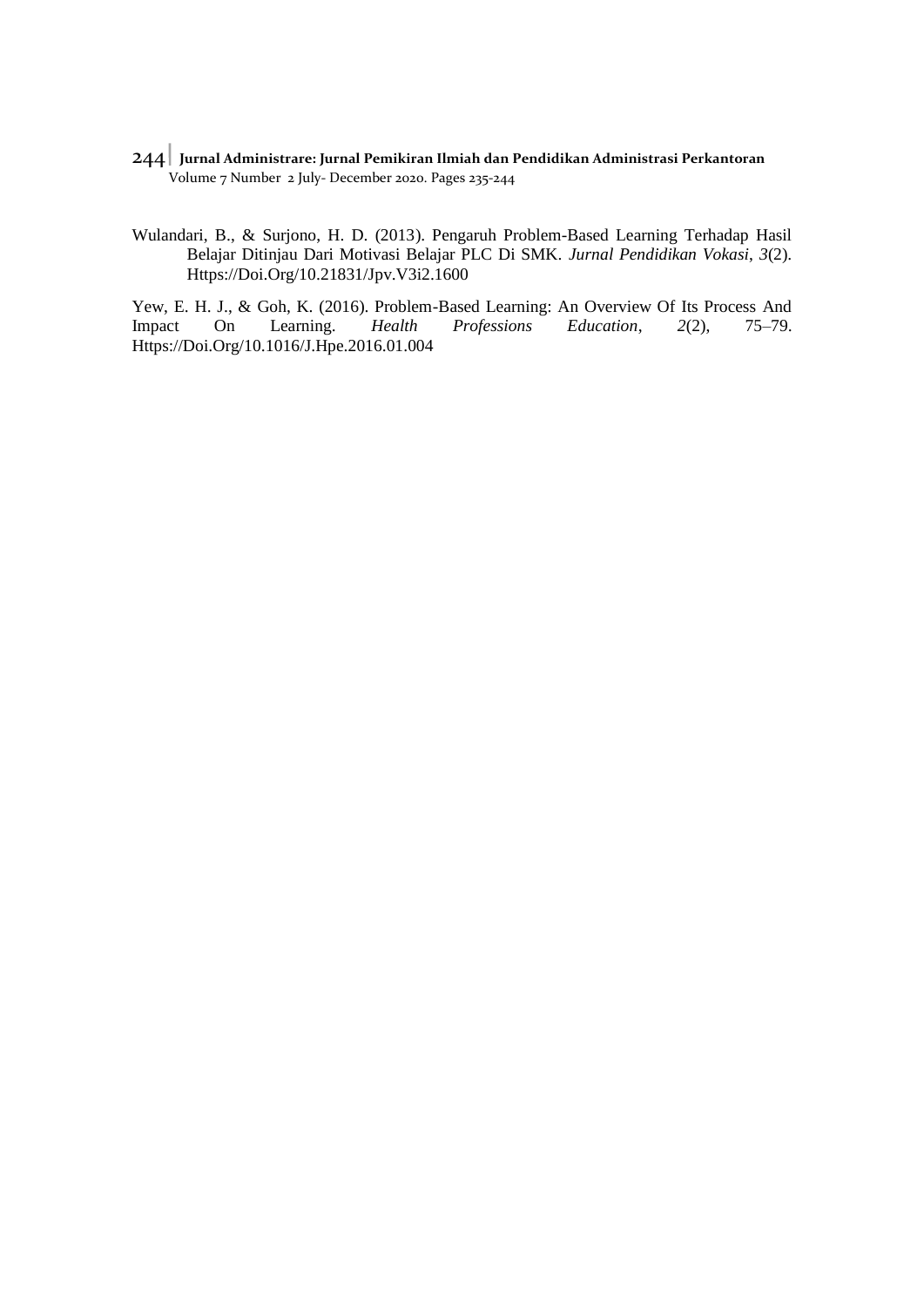Wulandari, B., & Surjono, H. D. (2013). Pengaruh Problem-Based Learning Terhadap Hasil Belajar Ditinjau Dari Motivasi Belajar PLC Di SMK. *Jurnal Pendidikan Vokasi*, *3*(2). Https://Doi.Org/10.21831/Jpv.V3i2.1600

Yew, E. H. J., & Goh, K. (2016). Problem-Based Learning: An Overview Of Its Process And Impact On Learning. *Health Professions Education*, *2*(2), 75–79. Https://Doi.Org/10.1016/J.Hpe.2016.01.004